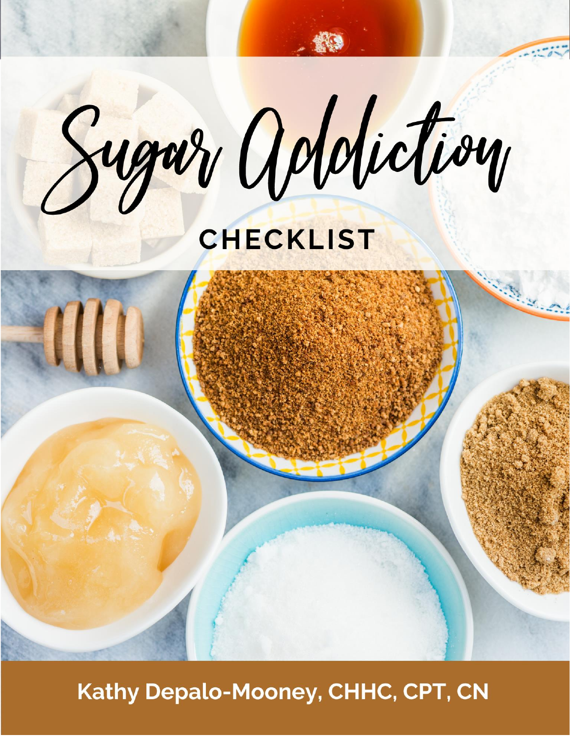# Sugar Addiction

## CHECKLIST

**Kathy Depalo-Mooney, CHHC, CPT, CN**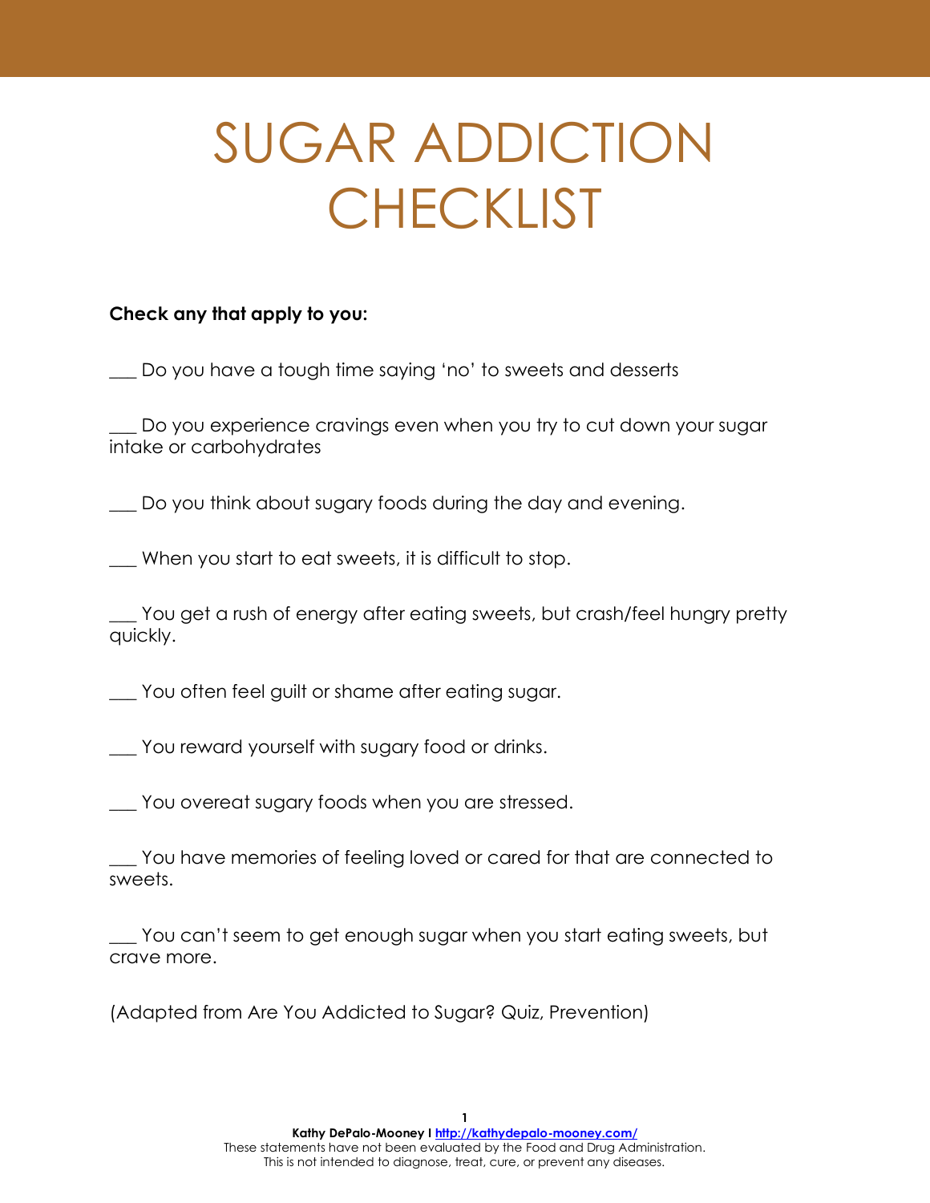# SUGAR ADDICTION CHECKLIST

**Check any that apply to you:**

___ Do you have a tough time saying 'no' to sweets and desserts

___ Do you experience cravings even when you try to cut down your sugar intake or carbohydrates

___ Do you think about sugary foods during the day and evening.

___ When you start to eat sweets, it is difficult to stop.

___ You get a rush of energy after eating sweets, but crash/feel hungry pretty quickly.

___ You often feel guilt or shame after eating sugar.

___ You reward yourself with sugary food or drinks.

___ You overeat sugary foods when you are stressed.

___ You have memories of feeling loved or cared for that are connected to sweets.

___ You can't seem to get enough sugar when you start eating sweets, but crave more.

(Adapted from Are You Addicted to Sugar? Quiz, Prevention)

**Kathy DePalo-Mooney |** http://kathydepalo-mooney.com/
These statements have not been evaluated by the Food and Drug Administration.
This is not intended to diagnose, treat, cure, or prevent any diseases.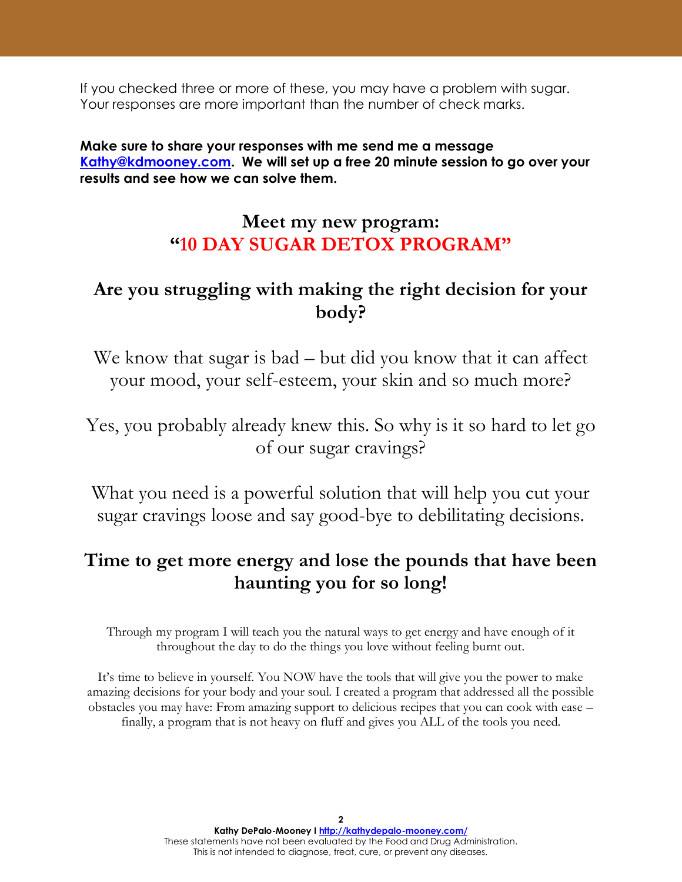If you checked three or more of these, you may have a problem with sugar. Your responses are more important than the number of check marks.

**Make sure to share your responses with me send me a message [Kathy@kdmooney.com](mailto:Kathy@kdmooney.com). We will set up a free 20 minute session to go over your results and see how we can solve them.**

## Meet my new program: "10 DAY SUGAR DETOX PROGRAM"

## Are you struggling with making the right decision for your body?

We know that sugar is bad – but did you know that it can affect your mood, your self-esteem, your skin and so much more?

Yes, you probably already knew this. So why is it so hard to let go of our sugar cravings?

What you need is a powerful solution that will help you cut your sugar cravings loose and say good-bye to debilitating decisions.

## Time to get more energy and lose the pounds that have been haunting you for so long!

Through my program I will teach you the natural ways to get energy and have enough of it throughout the day to do the things you love without feeling burnt out.

It's time to believe in yourself. You NOW have the tools that will give you the power to make amazing decisions for your body and your soul. I created a program that addressed all the possible obstacles you may have: From amazing support to delicious recipes that you can cook with ease – finally, a program that is not heavy on fluff and gives you ALL of the tools you need.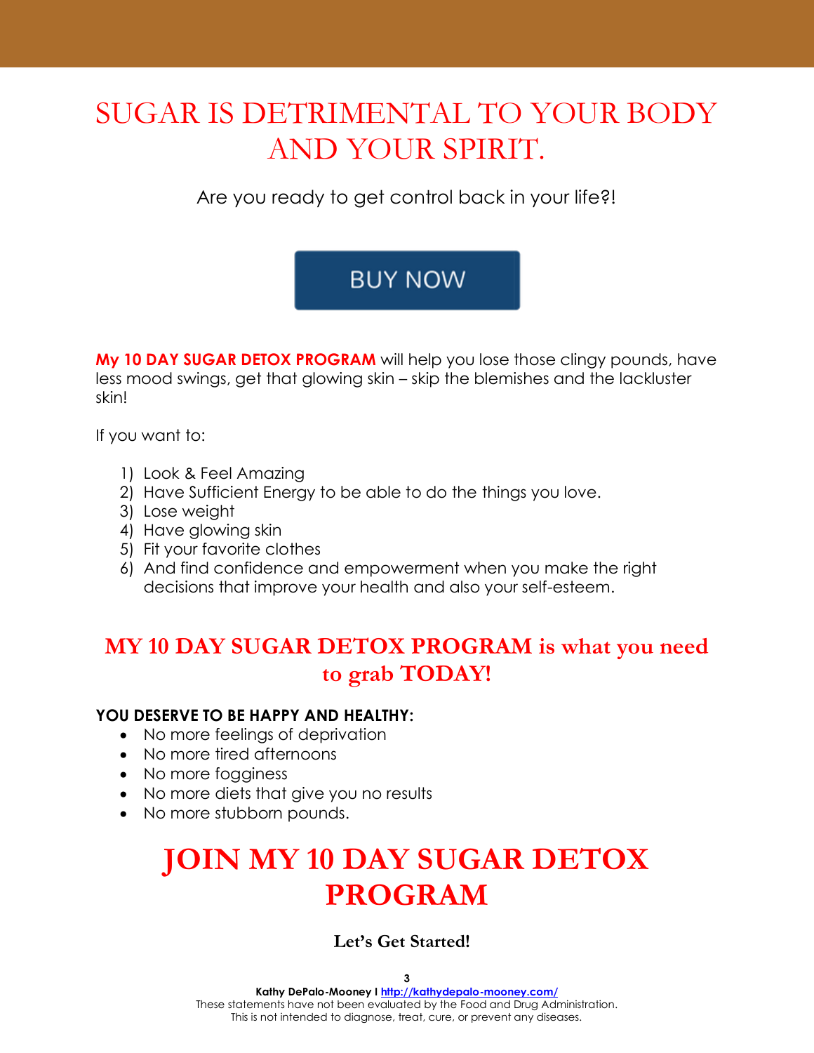# SUGAR IS DETRIMENTAL TO YOUR BODY AND YOUR SPIRIT.

Are you ready to get control back in your life?!

BUY NOW

**My 10 DAY SUGAR DETOX PROGRAM** will help you lose those clingy pounds, have less mood swings, get that glowing skin – skip the blemishes and the lackluster skin!

If you want to:

1) Look & Feel Amazing
2) Have Sufficient Energy to be able to do the things you love.
3) Lose weight
4) Have glowing skin
5) Fit your favorite clothes
6) And find confidence and empowerment when you make the right decisions that improve your health and also your self-esteem.

## MY 10 DAY SUGAR DETOX PROGRAM is what you need to grab TODAY!

**YOU DESERVE TO BE HAPPY AND HEALTHY:**

- No more feelings of deprivation
- No more tired afternoons
- No more fogginess
- No more diets that give you no results
- No more stubborn pounds.

# JOIN MY 10 DAY SUGAR DETOX PROGRAM

**Let's Get Started!**

**Kathy DePalo-Mooney I** http://kathydepalo-mooney.com/
These statements have not been evaluated by the Food and Drug Administration.
This is not intended to diagnose, treat, cure, or prevent any diseases.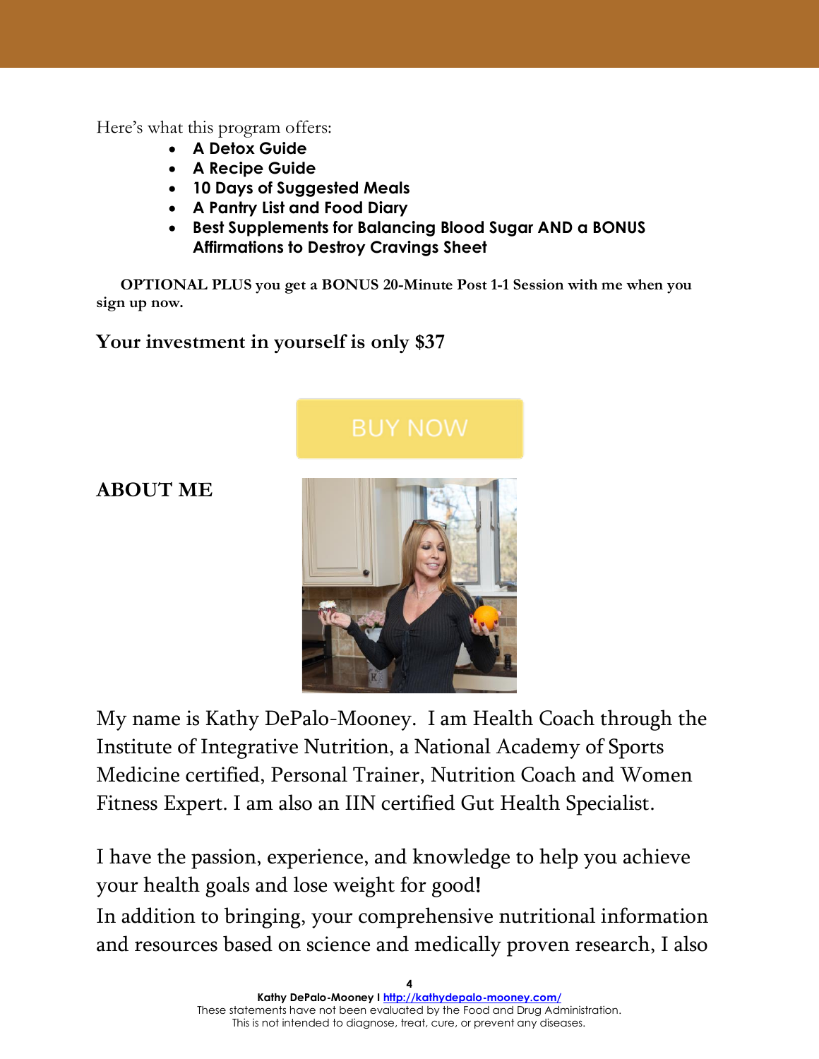Here's what this program offers:

- **A Detox Guide**
- **A Recipe Guide**
- **10 Days of Suggested Meals**
- **A Pantry List and Food Diary**
- **Best Supplements for Balancing Blood Sugar AND a BONUS Affirmations to Destroy Cravings Sheet**

**OPTIONAL PLUS** you get a **BONUS 20-Minute Post 1-1 Session** with me when you sign up now.

**Your investment in yourself is only $37**

BUY NOW

## ABOUT ME

My name is Kathy DePalo-Mooney. I am Health Coach through the Institute of Integrative Nutrition, a National Academy of Sports Medicine certified, Personal Trainer, Nutrition Coach and Women Fitness Expert. I am also an IIN certified Gut Health Specialist.

I have the passion, experience, and knowledge to help you achieve your health goals and lose weight for good!

In addition to bringing, your comprehensive nutritional information and resources based on science and medically proven research, I also

Kathy DePalo-Mooney I http://kathydepalo-mooney.com/
These statements have not been evaluated by the Food and Drug Administration.
This is not intended to diagnose, treat, cure, or prevent any diseases.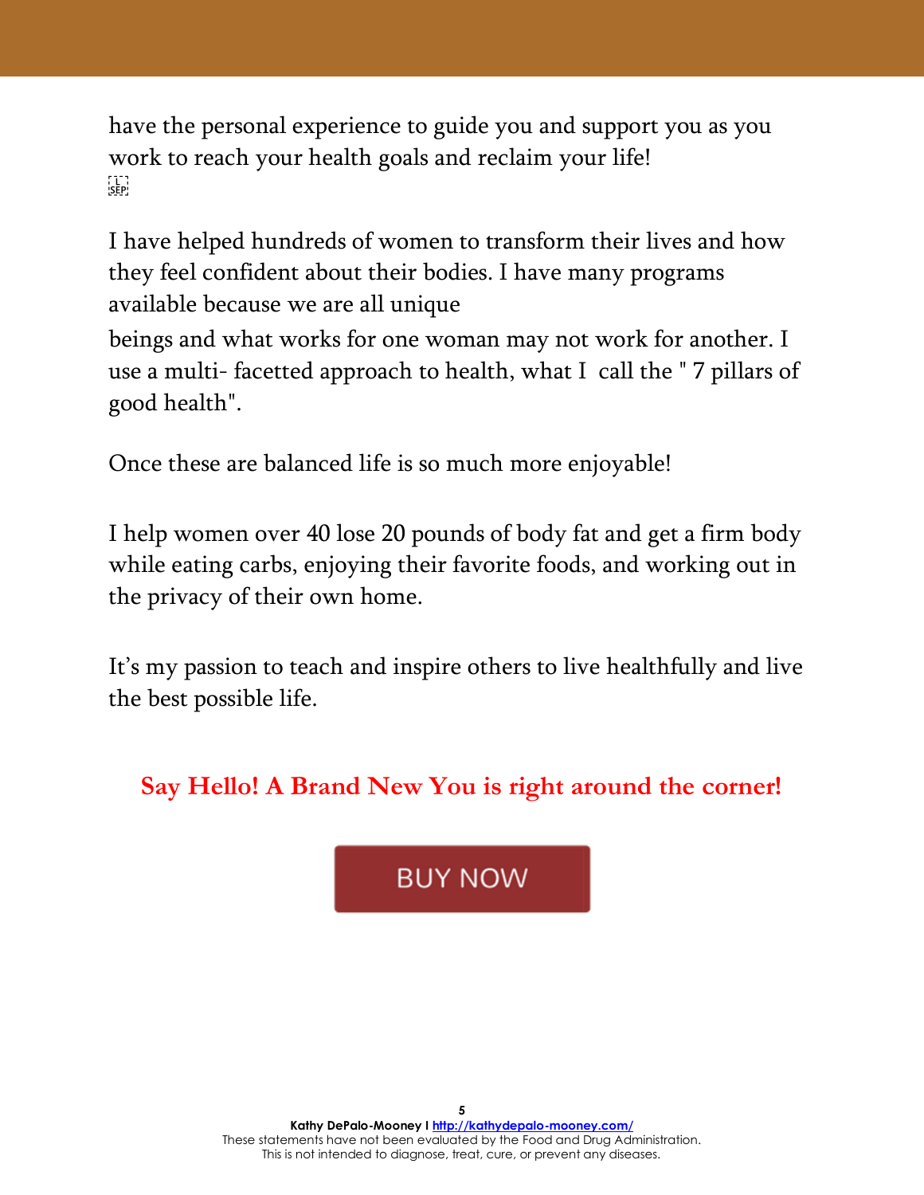have the personal experience to guide you and support you as you work to reach your health goals and reclaim your life!

I have helped hundreds of women to transform their lives and how they feel confident about their bodies. I have many programs available because we are all unique beings and what works for one woman may not work for another. I use a multi- facetted approach to health, what I call the " 7 pillars of good health".

Once these are balanced life is so much more enjoyable!

I help women over 40 lose 20 pounds of body fat and get a firm body while eating carbs, enjoying their favorite foods, and working out in the privacy of their own home.

It's my passion to teach and inspire others to live healthfully and live the best possible life.

**Say Hello! A Brand New You is right around the corner!**

BUY NOW

**Kathy DePalo-Mooney |** [http://kathydepalo-mooney.com/](http://kathydepalo-mooney.com/)

These statements have not been evaluated by the Food and Drug Administration.
This is not intended to diagnose, treat, cure, or prevent any diseases.